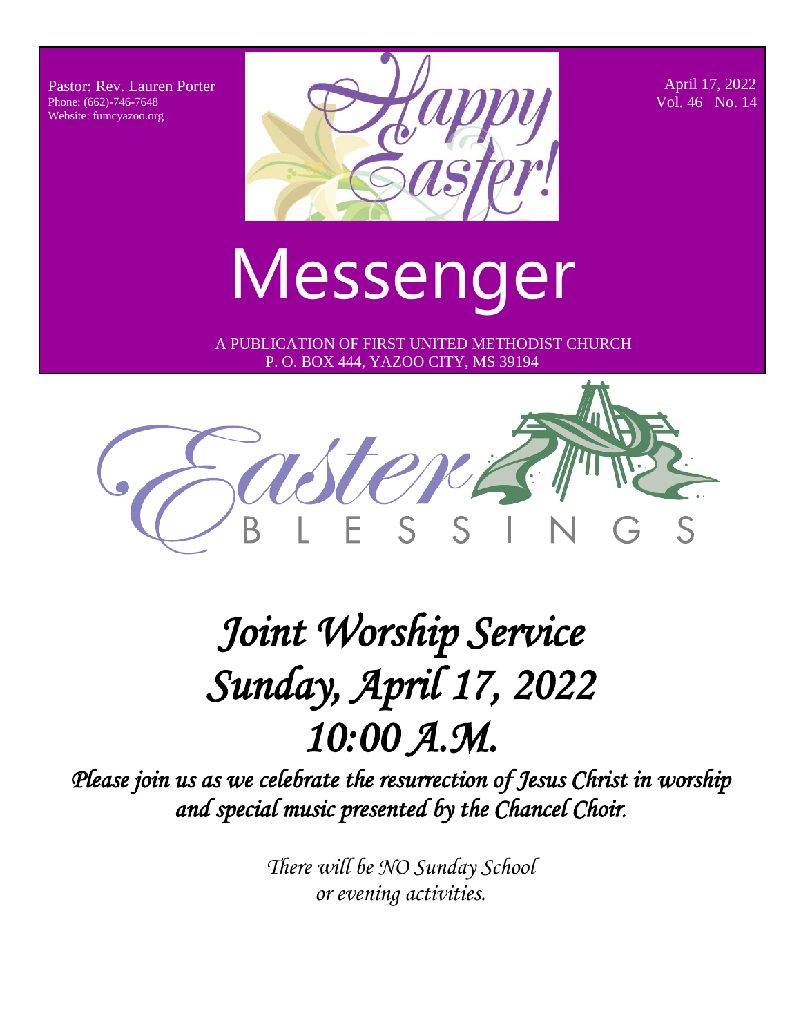Pastor: Rev. Lauren Porter
Phone: (662)-746-7648
Website: fumcyazoo.org

April 17, 2022
Vol. 46 No. 14

Happy Easter!

# Messenger

A PUBLICATION OF FIRST UNITED METHODIST CHURCH
P. O. BOX 444, YAZOO CITY, MS 39194

Easter BLESSINGS

## *Joint Worship Service*
## *Sunday, April 17, 2022*
## *10:00 A.M.*

***Please join us as we celebrate the resurrection of Jesus Christ in worship and special music presented by the Chancel Choir.***

*There will be NO Sunday School or evening activities.*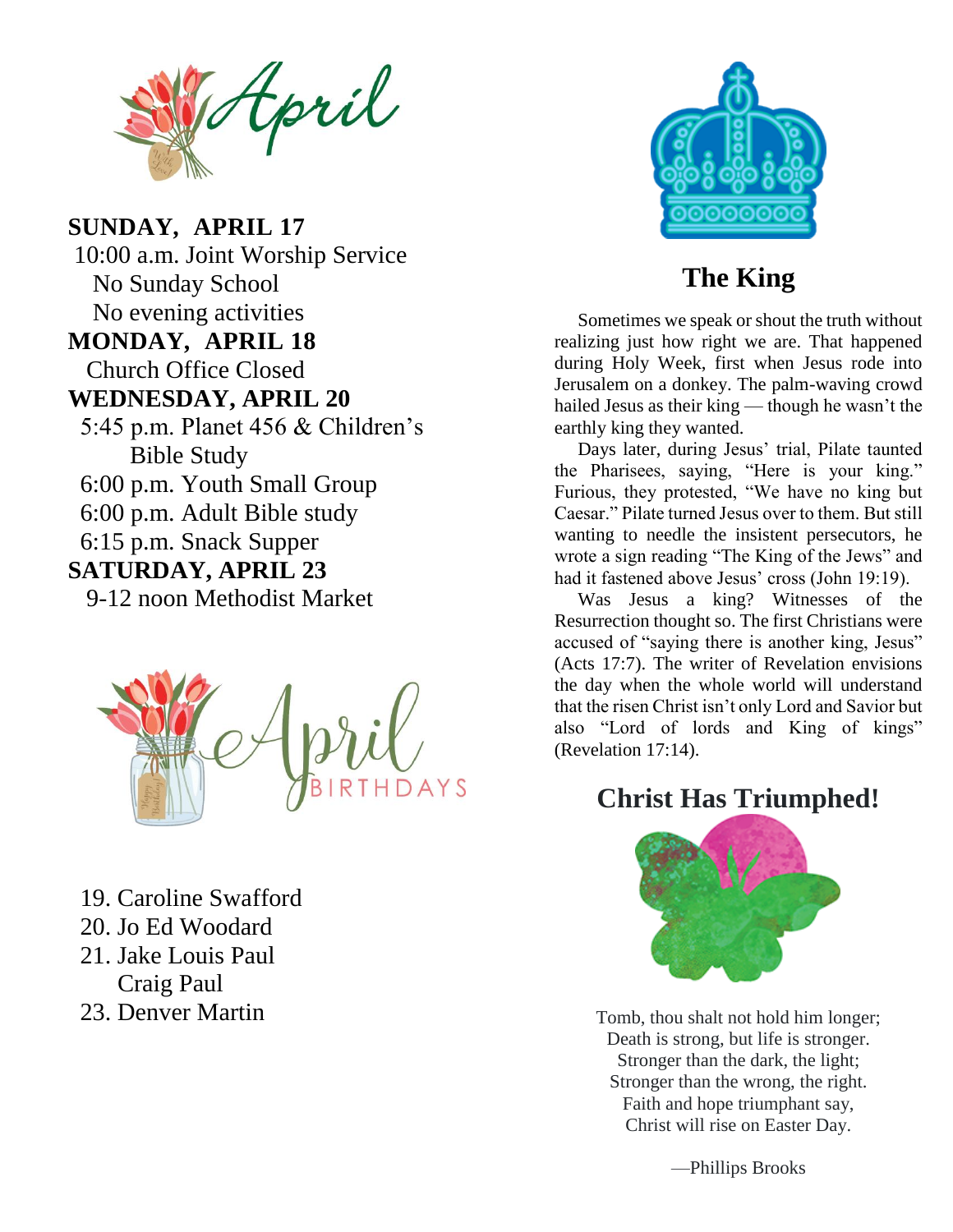# April

**SUNDAY, APRIL 17**
10:00 a.m. Joint Worship Service
No Sunday School
No evening activities

**MONDAY, APRIL 18**
Church Office Closed

**WEDNESDAY, APRIL 20**
5:45 p.m. Planet 456 & Children's Bible Study
6:00 p.m. Youth Small Group
6:00 p.m. Adult Bible study
6:15 p.m. Snack Supper

**SATURDAY, APRIL 23**
9-12 noon Methodist Market

## April BIRTHDAYS

19. Caroline Swafford
20. Jo Ed Woodard
21. Jake Louis Paul
    Craig Paul
23. Denver Martin

## The King

Sometimes we speak or shout the truth without realizing just how right we are. That happened during Holy Week, first when Jesus rode into Jerusalem on a donkey. The palm-waving crowd hailed Jesus as their king — though he wasn't the earthly king they wanted.

Days later, during Jesus' trial, Pilate taunted the Pharisees, saying, "Here is your king." Furious, they protested, "We have no king but Caesar." Pilate turned Jesus over to them. But still wanting to needle the insistent persecutors, he wrote a sign reading "The King of the Jews" and had it fastened above Jesus' cross (John 19:19).

Was Jesus a king? Witnesses of the Resurrection thought so. The first Christians were accused of "saying there is another king, Jesus" (Acts 17:7). The writer of Revelation envisions the day when the whole world will understand that the risen Christ isn't only Lord and Savior but also "Lord of lords and King of kings" (Revelation 17:14).

## Christ Has Triumphed!

Tomb, thou shalt not hold him longer;
Death is strong, but life is stronger.
Stronger than the dark, the light;
Stronger than the wrong, the right.
Faith and hope triumphant say,
Christ will rise on Easter Day.

—Phillips Brooks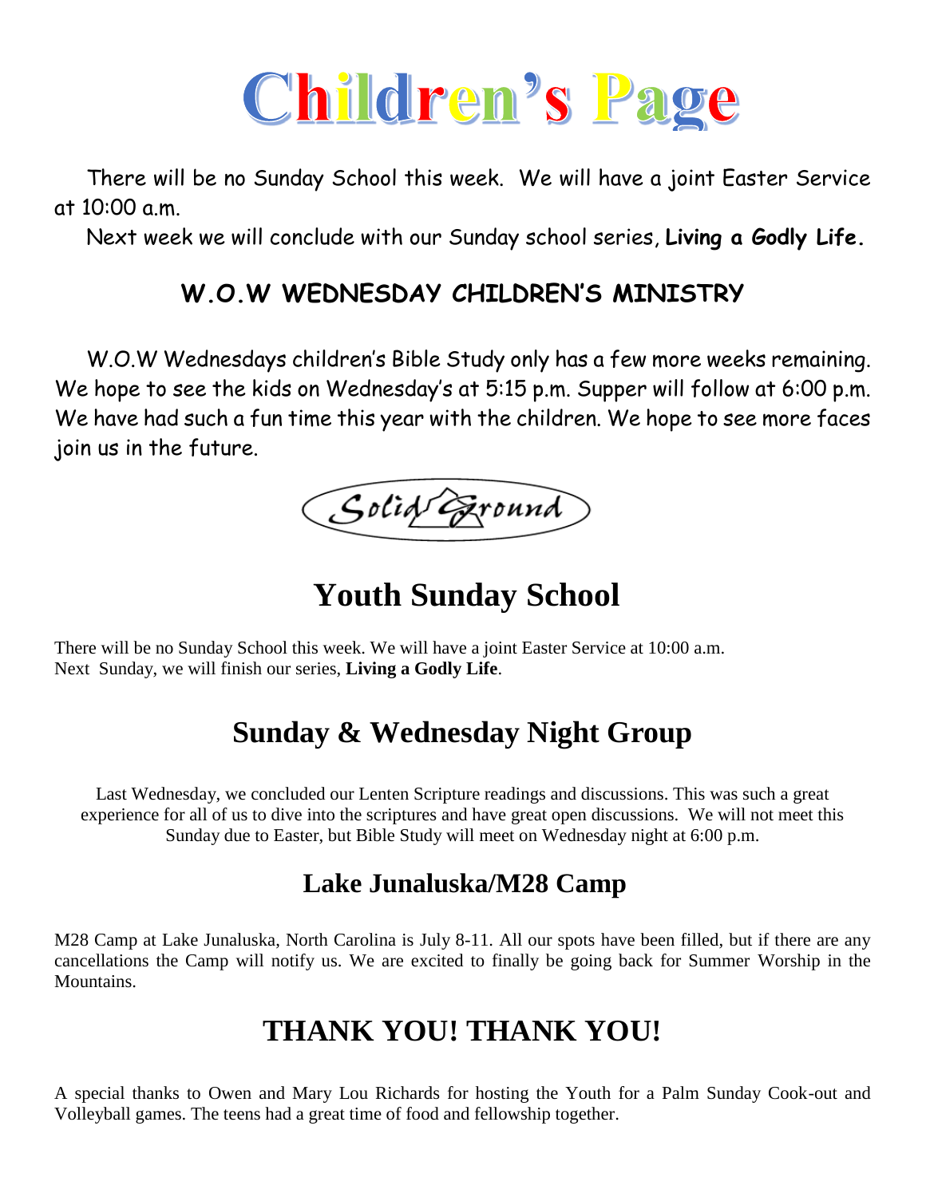# Children's Page

There will be no Sunday School this week. We will have a joint Easter Service at 10:00 a.m.

Next week we will conclude with our Sunday school series, **Living a Godly Life.**

## W.O.W WEDNESDAY CHILDREN'S MINISTRY

W.O.W Wednesdays children's Bible Study only has a few more weeks remaining. We hope to see the kids on Wednesday's at 5:15 p.m. Supper will follow at 6:00 p.m. We have had such a fun time this year with the children. We hope to see more faces join us in the future.

Solid Ground

# Youth Sunday School

There will be no Sunday School this week. We will have a joint Easter Service at 10:00 a.m.
Next Sunday, we will finish our series, **Living a Godly Life**.

## Sunday & Wednesday Night Group

Last Wednesday, we concluded our Lenten Scripture readings and discussions. This was such a great experience for all of us to dive into the scriptures and have great open discussions. We will not meet this Sunday due to Easter, but Bible Study will meet on Wednesday night at 6:00 p.m.

## Lake Junaluska/M28 Camp

M28 Camp at Lake Junaluska, North Carolina is July 8-11. All our spots have been filled, but if there are any cancellations the Camp will notify us. We are excited to finally be going back for Summer Worship in the Mountains.

## THANK YOU! THANK YOU!

A special thanks to Owen and Mary Lou Richards for hosting the Youth for a Palm Sunday Cook-out and Volleyball games. The teens had a great time of food and fellowship together.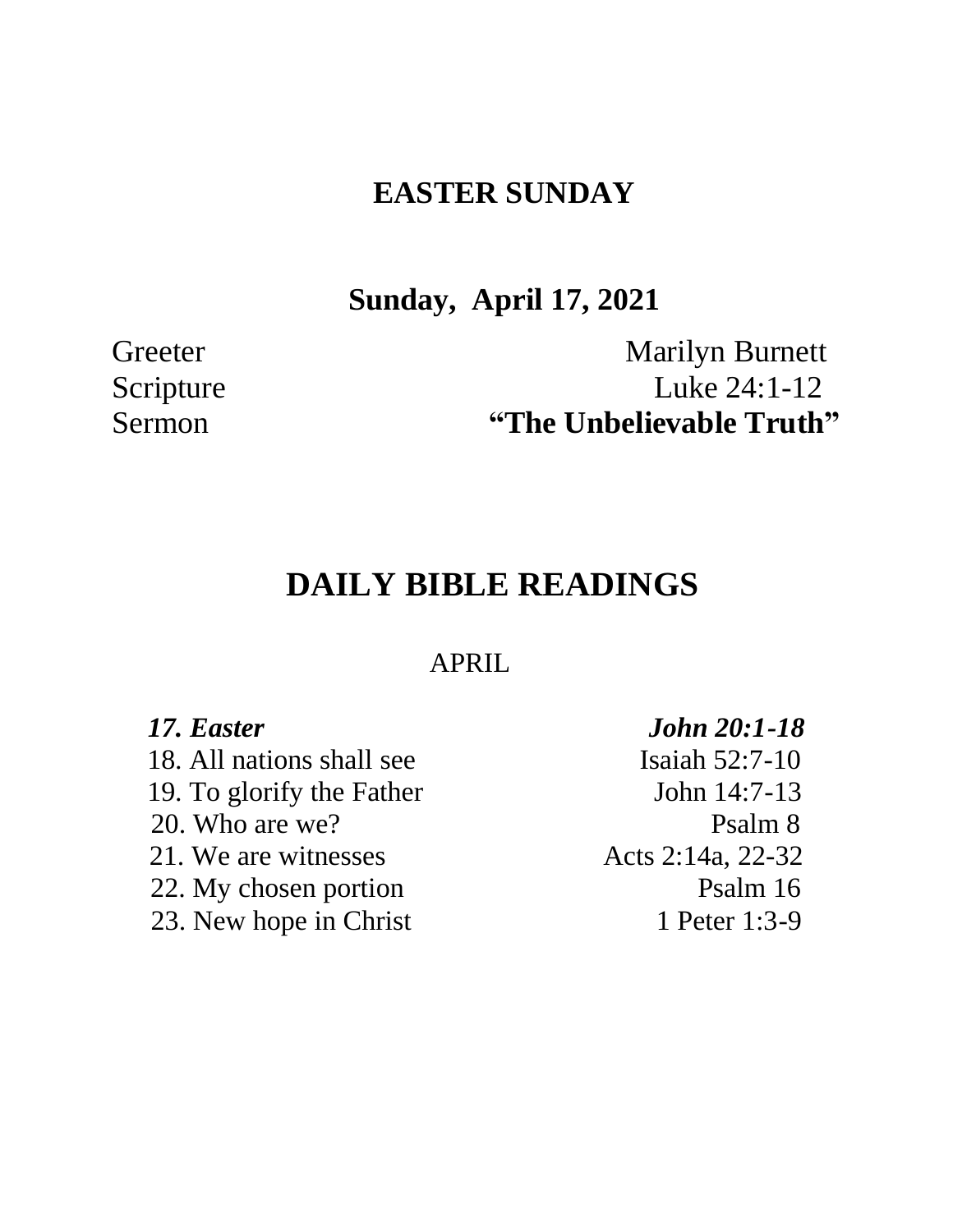# EASTER SUNDAY

## Sunday, April 17, 2021

| | |
|---|---|
| Greeter | Marilyn Burnett |
| Scripture | Luke 24:1-12 |
| Sermon | **"The Unbelievable Truth"** |

# DAILY BIBLE READINGS

APRIL

| | |
|---|---|
| ***17. Easter*** | ***John 20:1-18*** |
| 18. All nations shall see | Isaiah 52:7-10 |
| 19. To glorify the Father | John 14:7-13 |
| 20. Who are we? | Psalm 8 |
| 21. We are witnesses | Acts 2:14a, 22-32 |
| 22. My chosen portion | Psalm 16 |
| 23. New hope in Christ | 1 Peter 1:3-9 |